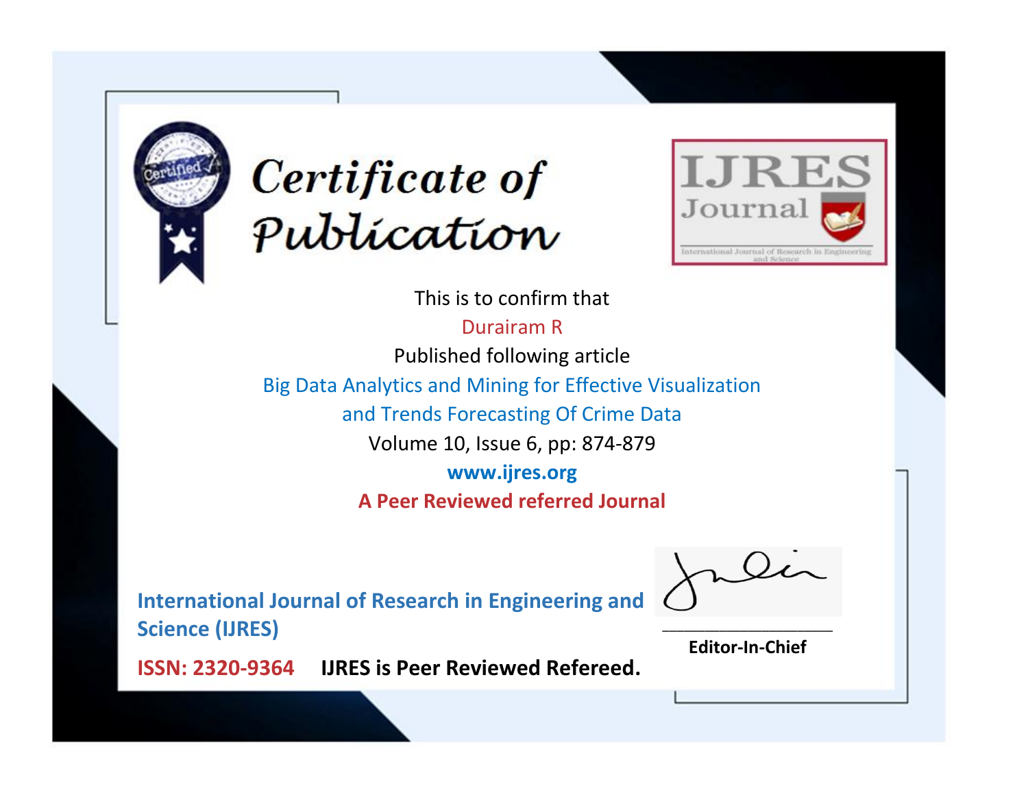# Certificate of Publication

IJRES Journal

International Journal of Research in Engineering and Science

This is to confirm that

Durairam R

Published following article

Big Data Analytics and Mining for Effective Visualization and Trends Forecasting Of Crime Data

Volume 10, Issue 6, pp: 874-879

**www.ijres.org**

**A Peer Reviewed referred Journal**

**International Journal of Research in Engineering and Science (IJRES)**

**ISSN: 2320-9364** **IJRES is Peer Reviewed Refereed.**

**Editor-In-Chief**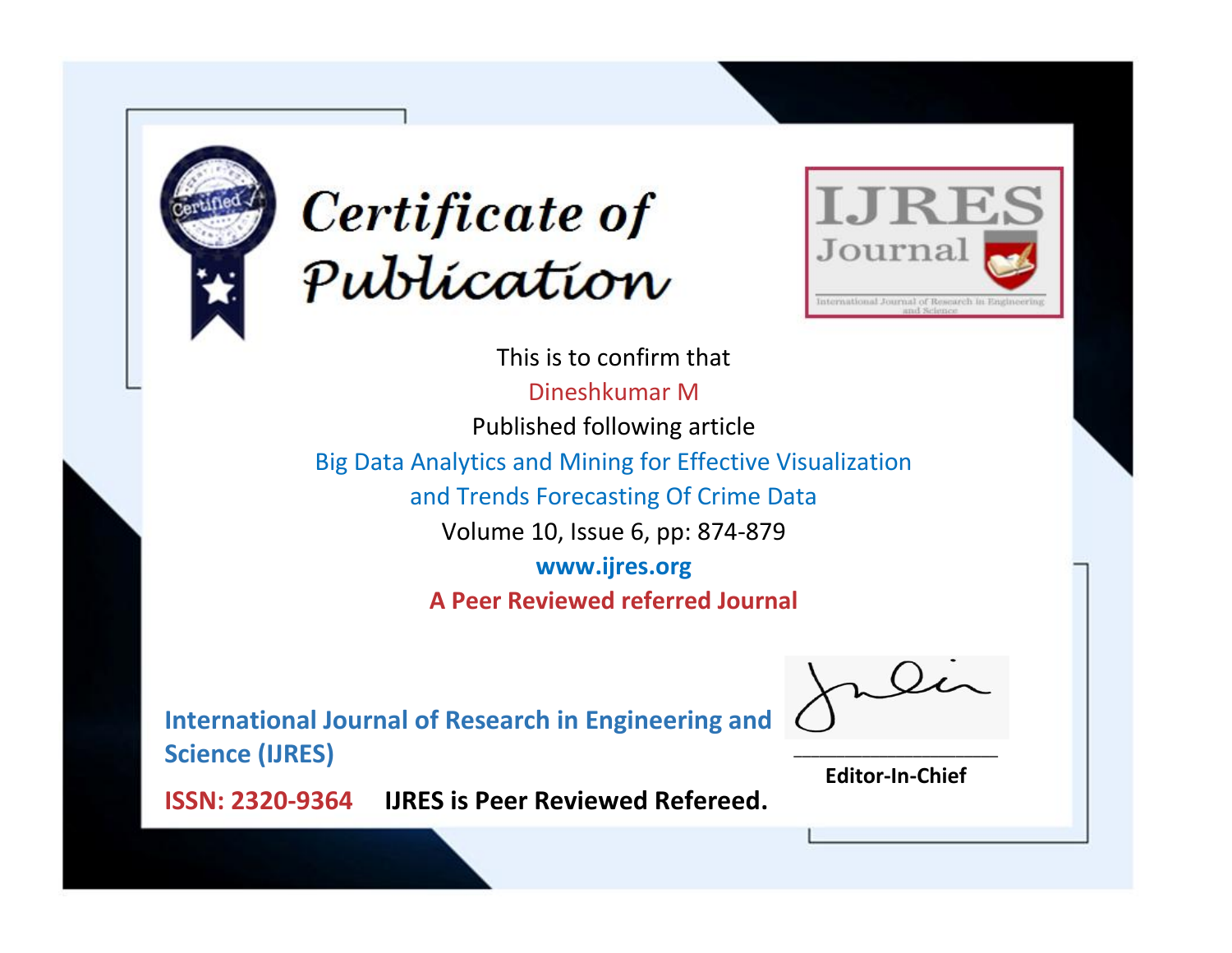# Certificate of Publication

IJRES Journal

International Journal of Research in Engineering and Science

This is to confirm that

Dineshkumar M

Published following article

Big Data Analytics and Mining for Effective Visualization and Trends Forecasting Of Crime Data

Volume 10, Issue 6, pp: 874-879

**www.ijres.org**

**A Peer Reviewed referred Journal**

**International Journal of Research in Engineering and Science (IJRES)**

**ISSN: 2320-9364** **IJRES is Peer Reviewed Refereed.**

**Editor-In-Chief**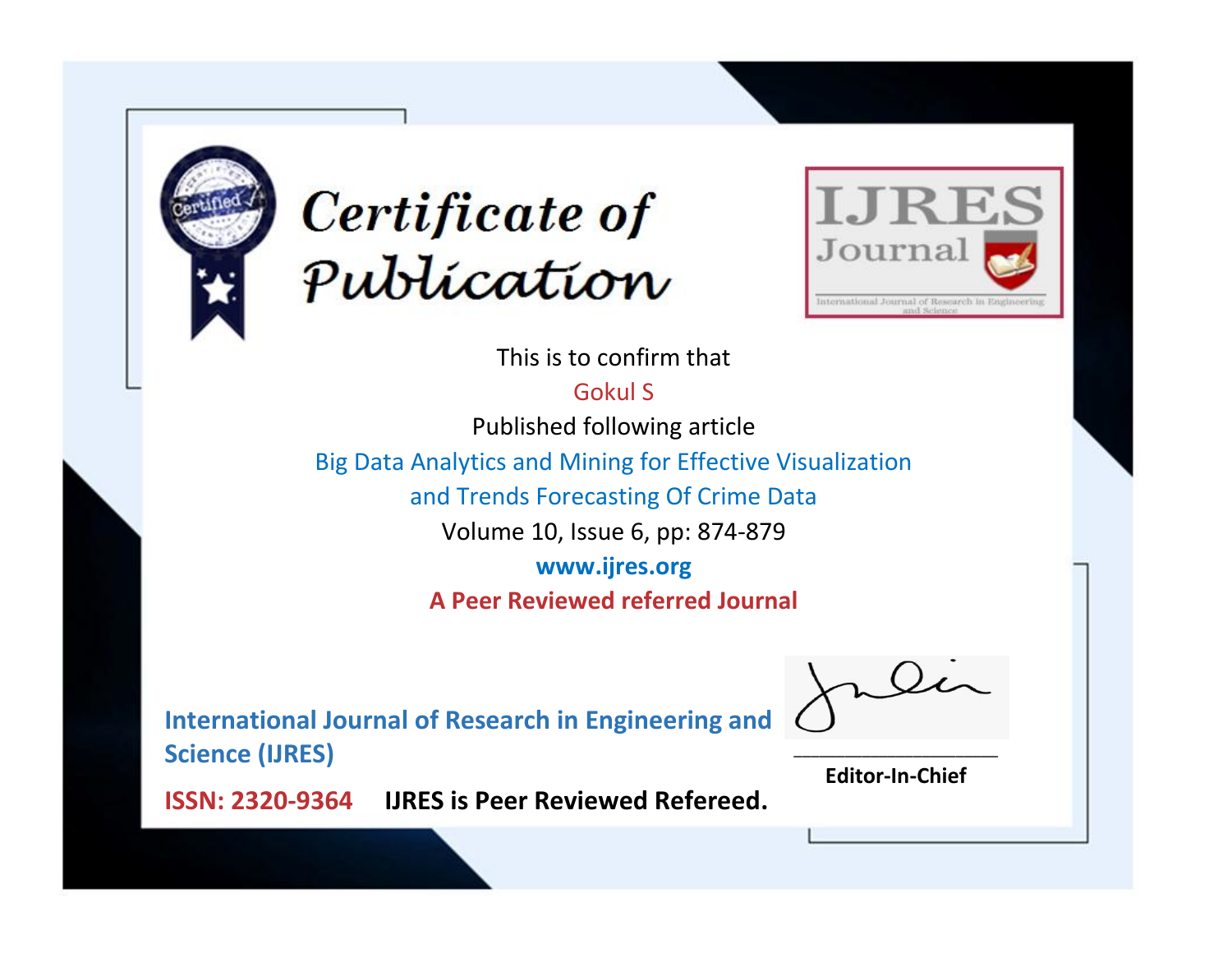# Certificate of Publication

IJRES Journal

International Journal of Research in Engineering and Science

This is to confirm that

Gokul S

Published following article

Big Data Analytics and Mining for Effective Visualization and Trends Forecasting Of Crime Data

Volume 10, Issue 6, pp: 874-879

**www.ijres.org**

**A Peer Reviewed referred Journal**

**International Journal of Research in Engineering and Science (IJRES)**

**ISSN: 2320-9364** **IJRES is Peer Reviewed Refereed.**

**Editor-In-Chief**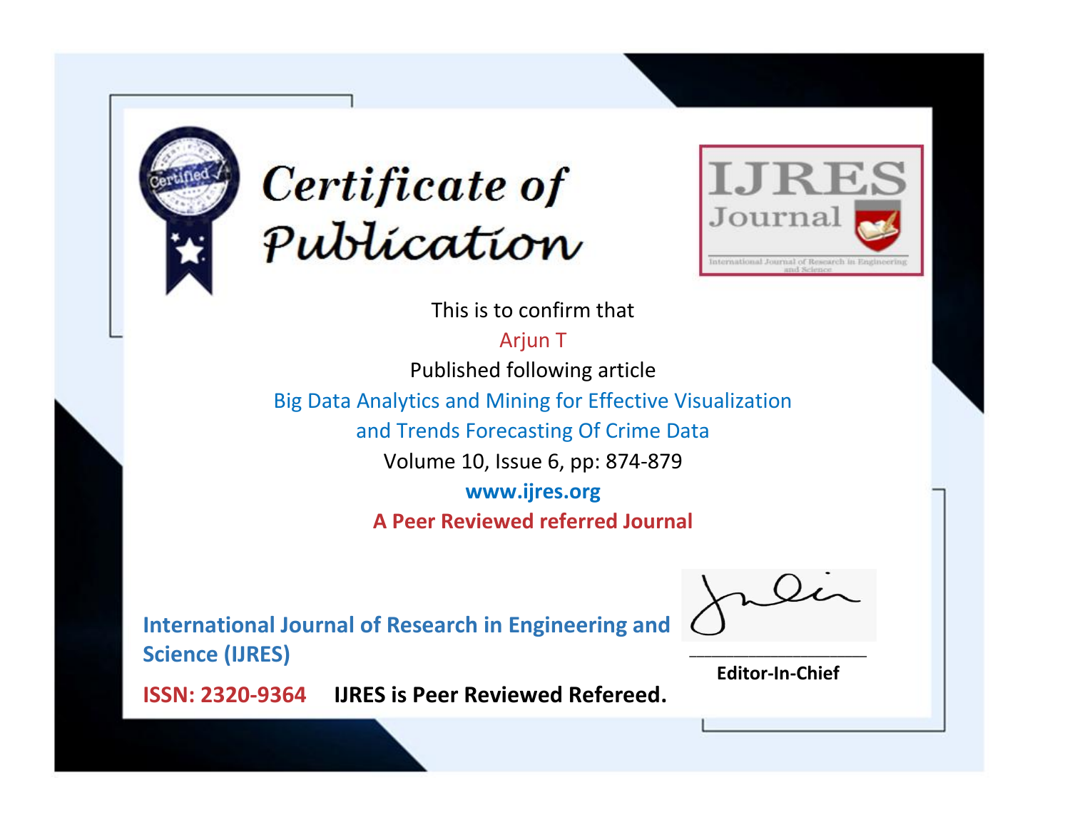# Certificate of Publication

IJRES Journal

International Journal of Research in Engineering and Science

This is to confirm that

Arjun T

Published following article

Big Data Analytics and Mining for Effective Visualization and Trends Forecasting Of Crime Data

Volume 10, Issue 6, pp: 874-879

**www.ijres.org**

**A Peer Reviewed referred Journal**

**International Journal of Research in Engineering and Science (IJRES)**

**ISSN: 2320-9364** **IJRES is Peer Reviewed Refereed.**

**Editor-In-Chief**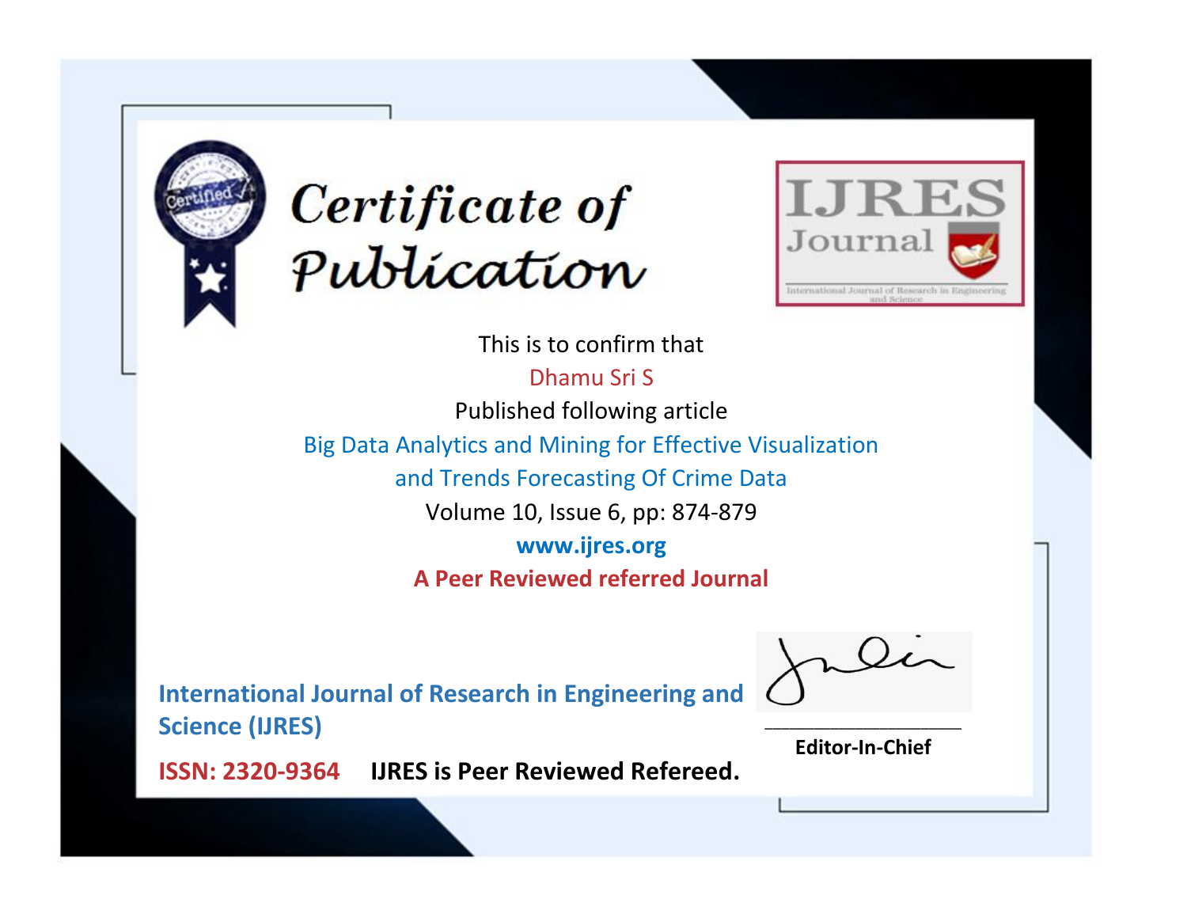# Certificate of Publication

IJRES Journal

International Journal of Research in Engineering and Science

This is to confirm that

Dhamu Sri S

Published following article

Big Data Analytics and Mining for Effective Visualization and Trends Forecasting Of Crime Data

Volume 10, Issue 6, pp: 874-879

**www.ijres.org**

**A Peer Reviewed referred Journal**

**International Journal of Research in Engineering and Science (IJRES)**

**ISSN: 2320-9364** **IJRES is Peer Reviewed Refereed.**

**Editor-In-Chief**